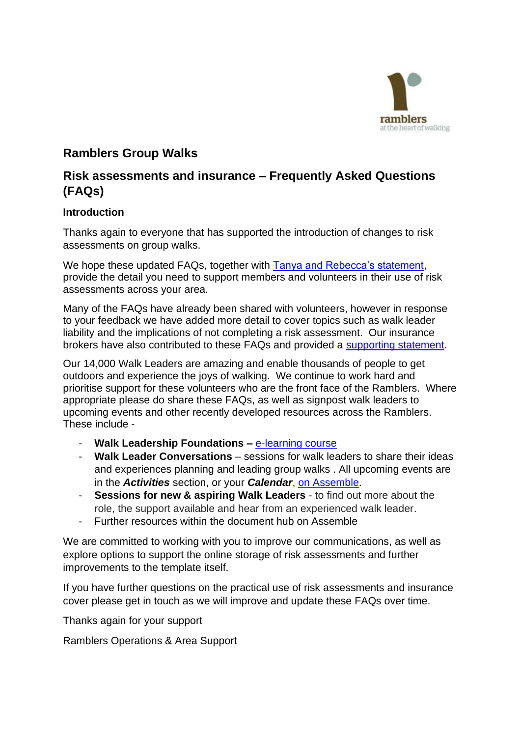# Ramblers Group Walks

## Risk assessments and insurance – Frequently Asked Questions (FAQs)

### Introduction

Thanks again to everyone that has supported the introduction of changes to risk assessments on group walks.

We hope these updated FAQs, together with Tanya and Rebecca's statement, provide the detail you need to support members and volunteers in their use of risk assessments across your area.

Many of the FAQs have already been shared with volunteers, however in response to your feedback we have added more detail to cover topics such as walk leader liability and the implications of not completing a risk assessment. Our insurance brokers have also contributed to these FAQs and provided a supporting statement.

Our 14,000 Walk Leaders are amazing and enable thousands of people to get outdoors and experience the joys of walking. We continue to work hard and prioritise support for these volunteers who are the front face of the Ramblers. Where appropriate please do share these FAQs, as well as signpost walk leaders to upcoming events and other recently developed resources across the Ramblers. These include -

- **Walk Leadership Foundations –** e-learning course
- **Walk Leader Conversations** – sessions for walk leaders to share their ideas and experiences planning and leading group walks . All upcoming events are in the ***Activities*** section, or your ***Calendar***, on Assemble.
- **Sessions for new & aspiring Walk Leaders** - to find out more about the role, the support available and hear from an experienced walk leader.
- Further resources within the document hub on Assemble

We are committed to working with you to improve our communications, as well as explore options to support the online storage of risk assessments and further improvements to the template itself.

If you have further questions on the practical use of risk assessments and insurance cover please get in touch as we will improve and update these FAQs over time.

Thanks again for your support

Ramblers Operations & Area Support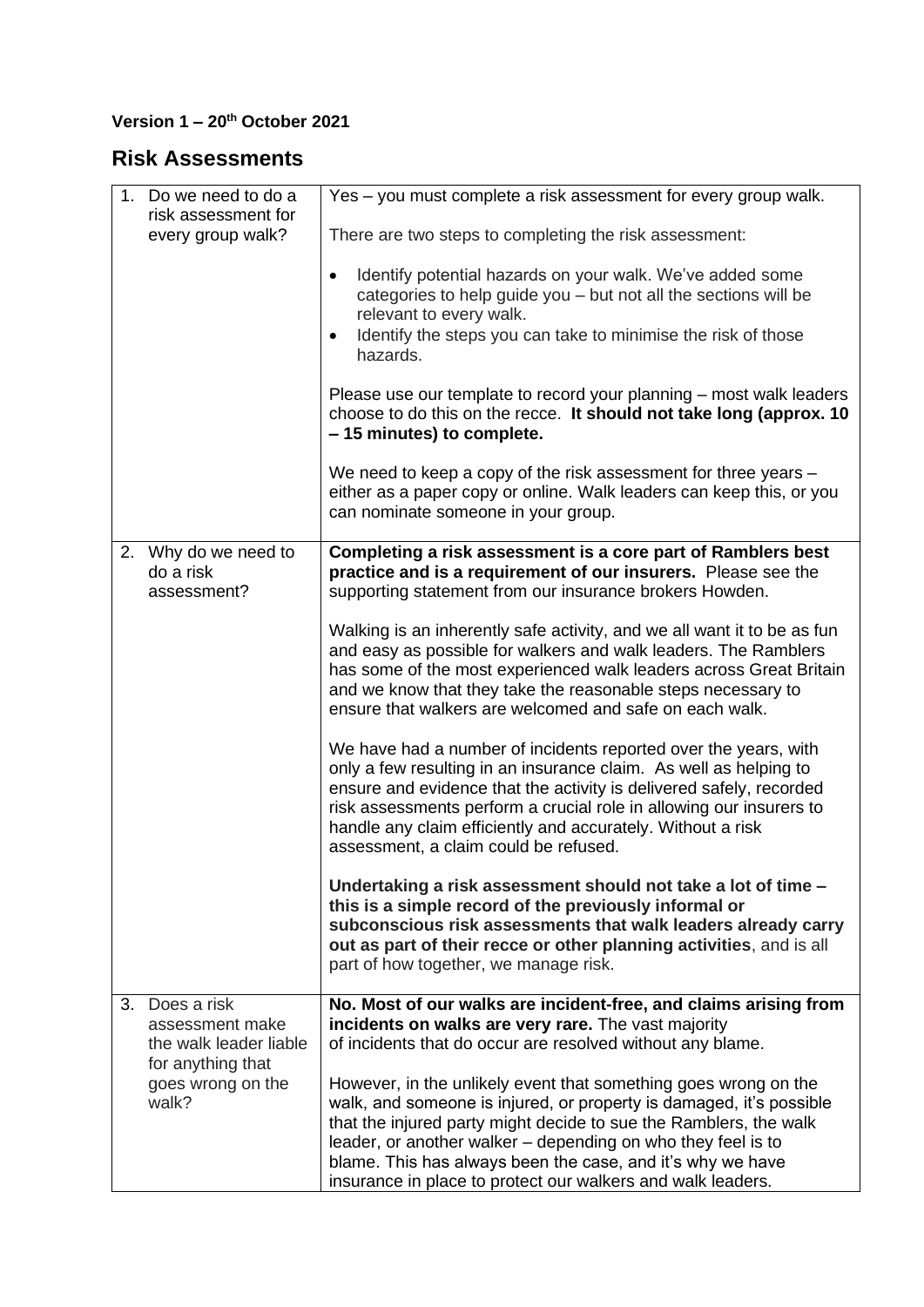**Version 1 – 20th October 2021**

## Risk Assessments

| | |
|---|---|
| 1. Do we need to do a risk assessment for every group walk? | Yes – you must complete a risk assessment for every group walk.<br><br>There are two steps to completing the risk assessment:<br><br>• Identify potential hazards on your walk. We've added some categories to help guide you – but not all the sections will be relevant to every walk.<br>• Identify the steps you can take to minimise the risk of those hazards.<br><br>Please use our template to record your planning – most walk leaders choose to do this on the recce. **It should not take long (approx. 10 – 15 minutes) to complete.**<br><br>We need to keep a copy of the risk assessment for three years – either as a paper copy or online. Walk leaders can keep this, or you can nominate someone in your group. |
| 2. Why do we need to do a risk assessment? | **Completing a risk assessment is a core part of Ramblers best practice and is a requirement of our insurers.** Please see the supporting statement from our insurance brokers Howden.<br><br>Walking is an inherently safe activity, and we all want it to be as fun and easy as possible for walkers and walk leaders. The Ramblers has some of the most experienced walk leaders across Great Britain and we know that they take the reasonable steps necessary to ensure that walkers are welcomed and safe on each walk.<br><br>We have had a number of incidents reported over the years, with only a few resulting in an insurance claim. As well as helping to ensure and evidence that the activity is delivered safely, recorded risk assessments perform a crucial role in allowing our insurers to handle any claim efficiently and accurately. Without a risk assessment, a claim could be refused.<br><br>**Undertaking a risk assessment should not take a lot of time – this is a simple record of the previously informal or subconscious risk assessments that walk leaders already carry out as part of their recce or other planning activities**, and is all part of how together, we manage risk. |
| 3. Does a risk assessment make the walk leader liable for anything that goes wrong on the walk? | **No. Most of our walks are incident-free, and claims arising from incidents on walks are very rare.** The vast majority of incidents that do occur are resolved without any blame.<br><br>However, in the unlikely event that something goes wrong on the walk, and someone is injured, or property is damaged, it's possible that the injured party might decide to sue the Ramblers, the walk leader, or another walker – depending on who they feel is to blame. This has always been the case, and it's why we have insurance in place to protect our walkers and walk leaders. |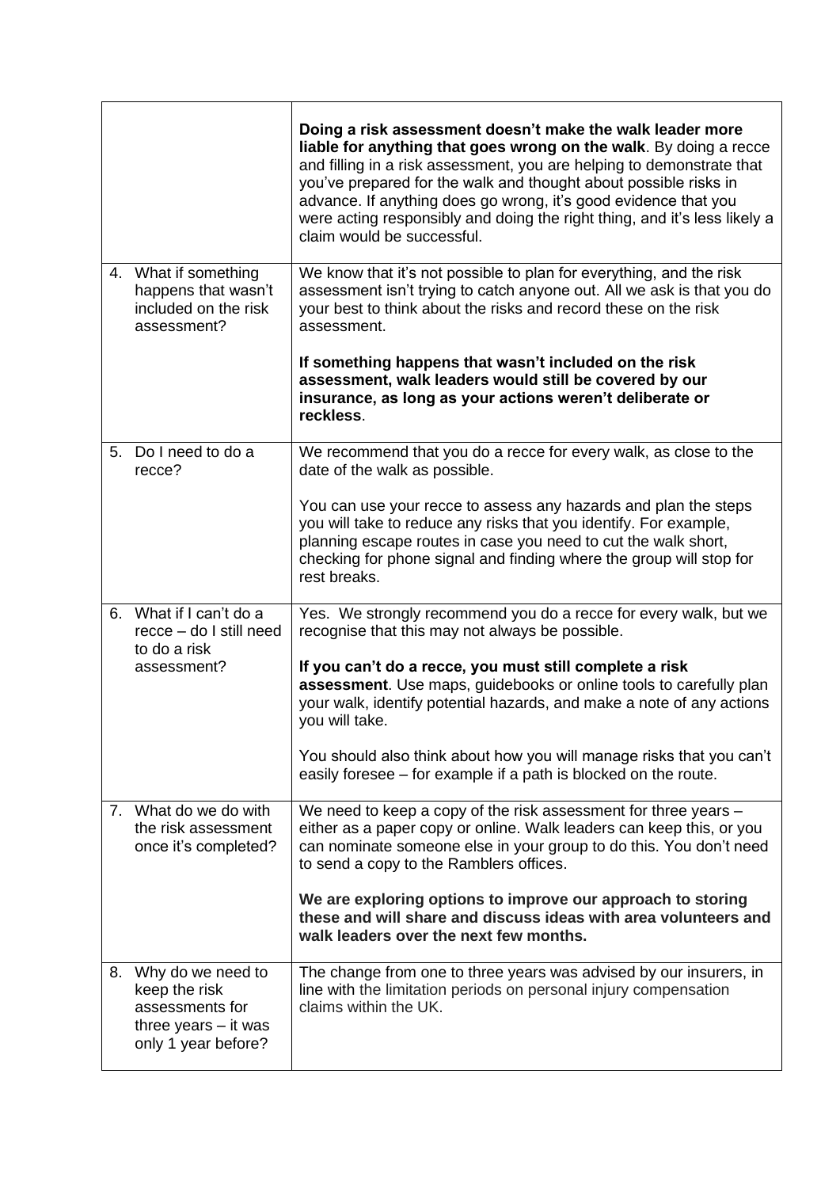| | |
|---|---|
| | **Doing a risk assessment doesn't make the walk leader more liable for anything that goes wrong on the walk**. By doing a recce and filling in a risk assessment, you are helping to demonstrate that you've prepared for the walk and thought about possible risks in advance. If anything does go wrong, it's good evidence that you were acting responsibly and doing the right thing, and it's less likely a claim would be successful. |
| 4. What if something happens that wasn't included on the risk assessment? | We know that it's not possible to plan for everything, and the risk assessment isn't trying to catch anyone out. All we ask is that you do your best to think about the risks and record these on the risk assessment.<br><br>**If something happens that wasn't included on the risk assessment, walk leaders would still be covered by our insurance, as long as your actions weren't deliberate or reckless**. |
| 5. Do I need to do a recce? | We recommend that you do a recce for every walk, as close to the date of the walk as possible.<br><br>You can use your recce to assess any hazards and plan the steps you will take to reduce any risks that you identify. For example, planning escape routes in case you need to cut the walk short, checking for phone signal and finding where the group will stop for rest breaks. |
| 6. What if I can't do a recce – do I still need to do a risk assessment? | Yes. We strongly recommend you do a recce for every walk, but we recognise that this may not always be possible.<br><br>**If you can't do a recce, you must still complete a risk assessment**. Use maps, guidebooks or online tools to carefully plan your walk, identify potential hazards, and make a note of any actions you will take.<br><br>You should also think about how you will manage risks that you can't easily foresee – for example if a path is blocked on the route. |
| 7. What do we do with the risk assessment once it's completed? | We need to keep a copy of the risk assessment for three years – either as a paper copy or online. Walk leaders can keep this, or you can nominate someone else in your group to do this. You don't need to send a copy to the Ramblers offices.<br><br>**We are exploring options to improve our approach to storing these and will share and discuss ideas with area volunteers and walk leaders over the next few months.** |
| 8. Why do we need to keep the risk assessments for three years – it was only 1 year before? | The change from one to three years was advised by our insurers, in line with the limitation periods on personal injury compensation claims within the UK. |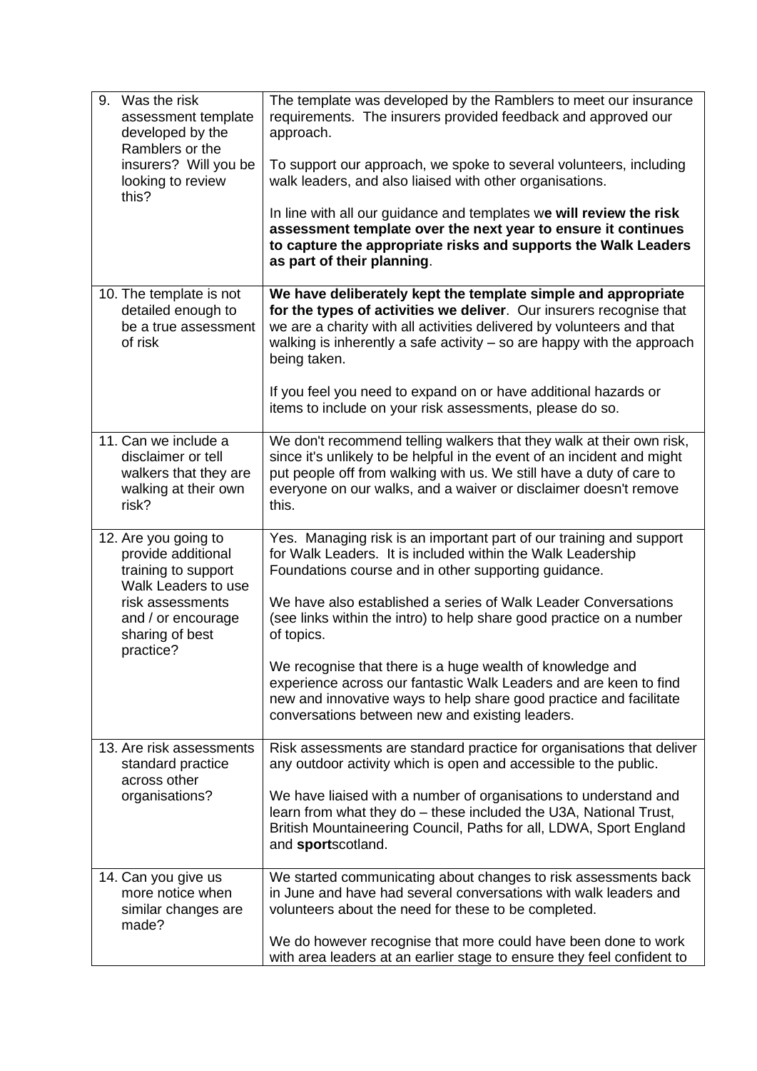| | |
|---|---|
| 9. Was the risk assessment template developed by the Ramblers or the insurers? Will you be looking to review this? | The template was developed by the Ramblers to meet our insurance requirements. The insurers provided feedback and approved our approach.<br><br>To support our approach, we spoke to several volunteers, including walk leaders, and also liaised with other organisations.<br><br>In line with all our guidance and templates w**e will review the risk assessment template over the next year to ensure it continues to capture the appropriate risks and supports the Walk Leaders as part of their planning**. |
| 10. The template is not detailed enough to be a true assessment of risk | **We have deliberately kept the template simple and appropriate for the types of activities we deliver**. Our insurers recognise that we are a charity with all activities delivered by volunteers and that walking is inherently a safe activity – so are happy with the approach being taken.<br><br>If you feel you need to expand on or have additional hazards or items to include on your risk assessments, please do so. |
| 11. Can we include a disclaimer or tell walkers that they are walking at their own risk? | We don't recommend telling walkers that they walk at their own risk, since it's unlikely to be helpful in the event of an incident and might put people off from walking with us. We still have a duty of care to everyone on our walks, and a waiver or disclaimer doesn't remove this. |
| 12. Are you going to provide additional training to support Walk Leaders to use risk assessments and / or encourage sharing of best practice? | Yes. Managing risk is an important part of our training and support for Walk Leaders. It is included within the Walk Leadership Foundations course and in other supporting guidance.<br><br>We have also established a series of Walk Leader Conversations (see links within the intro) to help share good practice on a number of topics.<br><br>We recognise that there is a huge wealth of knowledge and experience across our fantastic Walk Leaders and are keen to find new and innovative ways to help share good practice and facilitate conversations between new and existing leaders. |
| 13. Are risk assessments standard practice across other organisations? | Risk assessments are standard practice for organisations that deliver any outdoor activity which is open and accessible to the public.<br><br>We have liaised with a number of organisations to understand and learn from what they do – these included the U3A, National Trust, British Mountaineering Council, Paths for all, LDWA, Sport England and **sport**scotland. |
| 14. Can you give us more notice when similar changes are made? | We started communicating about changes to risk assessments back in June and have had several conversations with walk leaders and volunteers about the need for these to be completed.<br><br>We do however recognise that more could have been done to work with area leaders at an earlier stage to ensure they feel confident to |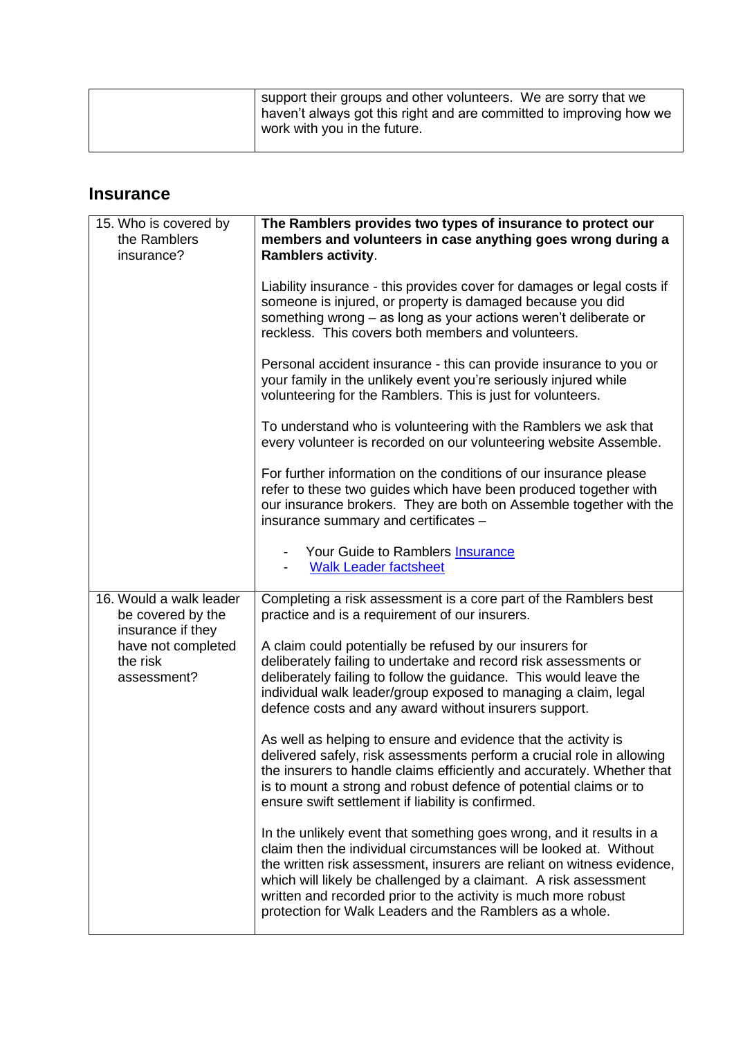| | support their groups and other volunteers. We are sorry that we haven't always got this right and are committed to improving how we work with you in the future. |
|---|---|

## Insurance

| | |
|---|---|
| 15. Who is covered by the Ramblers insurance? | **The Ramblers provides two types of insurance to protect our members and volunteers in case anything goes wrong during a Ramblers activity**.<br><br>Liability insurance - this provides cover for damages or legal costs if someone is injured, or property is damaged because you did something wrong – as long as your actions weren't deliberate or reckless. This covers both members and volunteers.<br><br>Personal accident insurance - this can provide insurance to you or your family in the unlikely event you're seriously injured while volunteering for the Ramblers. This is just for volunteers.<br><br>To understand who is volunteering with the Ramblers we ask that every volunteer is recorded on our volunteering website Assemble.<br><br>For further information on the conditions of our insurance please refer to these two guides which have been produced together with our insurance brokers. They are both on Assemble together with the insurance summary and certificates –<br><br>- Your Guide to Ramblers Insurance<br>- Walk Leader factsheet |
| 16. Would a walk leader be covered by the insurance if they have not completed the risk assessment? | Completing a risk assessment is a core part of the Ramblers best practice and is a requirement of our insurers.<br><br>A claim could potentially be refused by our insurers for deliberately failing to undertake and record risk assessments or deliberately failing to follow the guidance. This would leave the individual walk leader/group exposed to managing a claim, legal defence costs and any award without insurers support.<br><br>As well as helping to ensure and evidence that the activity is delivered safely, risk assessments perform a crucial role in allowing the insurers to handle claims efficiently and accurately. Whether that is to mount a strong and robust defence of potential claims or to ensure swift settlement if liability is confirmed.<br><br>In the unlikely event that something goes wrong, and it results in a claim then the individual circumstances will be looked at. Without the written risk assessment, insurers are reliant on witness evidence, which will likely be challenged by a claimant. A risk assessment written and recorded prior to the activity is much more robust protection for Walk Leaders and the Ramblers as a whole. |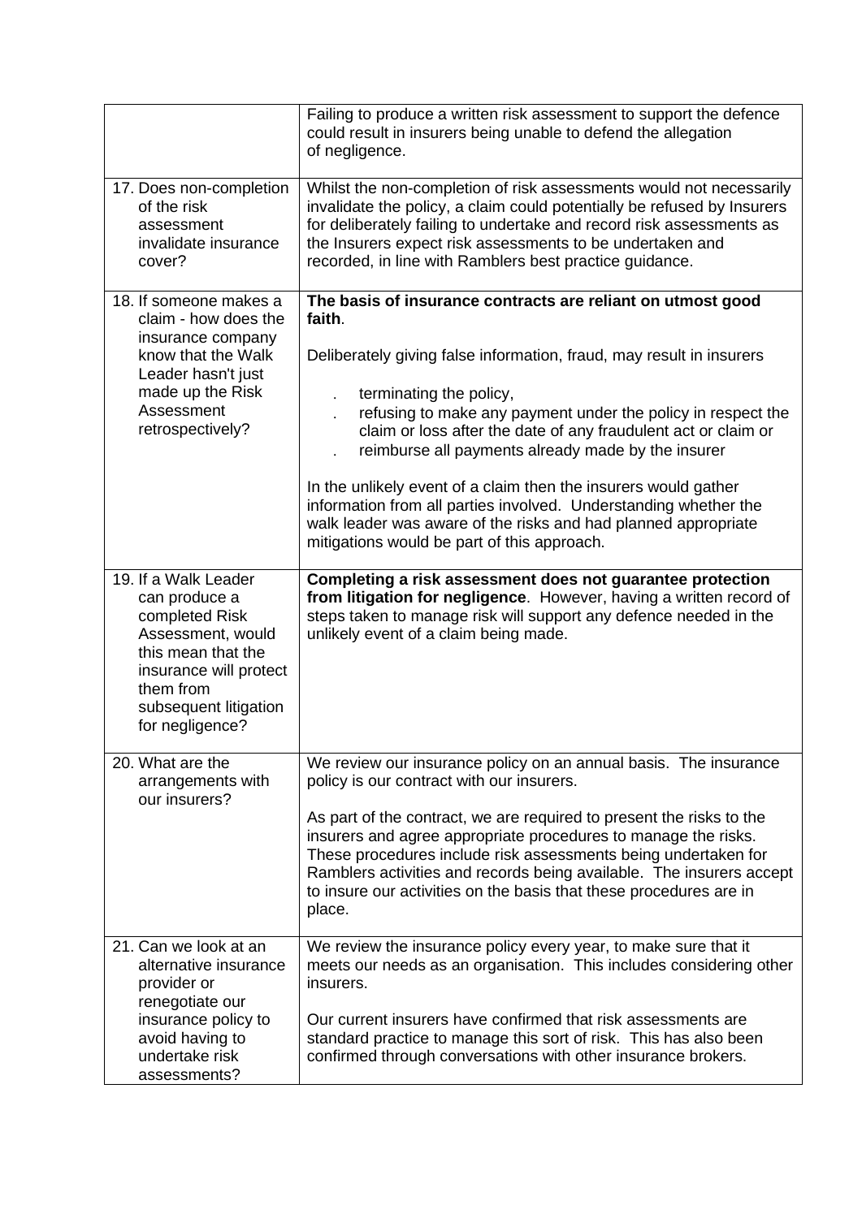| | |
|---|---|
| | Failing to produce a written risk assessment to support the defence could result in insurers being unable to defend the allegation of negligence. |
| 17. Does non-completion of the risk assessment invalidate insurance cover? | Whilst the non-completion of risk assessments would not necessarily invalidate the policy, a claim could potentially be refused by Insurers for deliberately failing to undertake and record risk assessments as the Insurers expect risk assessments to be undertaken and recorded, in line with Ramblers best practice guidance. |
| 18. If someone makes a claim - how does the insurance company know that the Walk Leader hasn't just made up the Risk Assessment retrospectively? | **The basis of insurance contracts are reliant on utmost good faith**.<br><br>Deliberately giving false information, fraud, may result in insurers<br><br>- terminating the policy,<br>- refusing to make any payment under the policy in respect the claim or loss after the date of any fraudulent act or claim or<br>- reimburse all payments already made by the insurer<br><br>In the unlikely event of a claim then the insurers would gather information from all parties involved. Understanding whether the walk leader was aware of the risks and had planned appropriate mitigations would be part of this approach. |
| 19. If a Walk Leader can produce a completed Risk Assessment, would this mean that the insurance will protect them from subsequent litigation for negligence? | **Completing a risk assessment does not guarantee protection from litigation for negligence**. However, having a written record of steps taken to manage risk will support any defence needed in the unlikely event of a claim being made. |
| 20. What are the arrangements with our insurers? | We review our insurance policy on an annual basis. The insurance policy is our contract with our insurers.<br><br>As part of the contract, we are required to present the risks to the insurers and agree appropriate procedures to manage the risks. These procedures include risk assessments being undertaken for Ramblers activities and records being available. The insurers accept to insure our activities on the basis that these procedures are in place. |
| 21. Can we look at an alternative insurance provider or renegotiate our insurance policy to avoid having to undertake risk assessments? | We review the insurance policy every year, to make sure that it meets our needs as an organisation. This includes considering other insurers.<br><br>Our current insurers have confirmed that risk assessments are standard practice to manage this sort of risk. This has also been confirmed through conversations with other insurance brokers. |